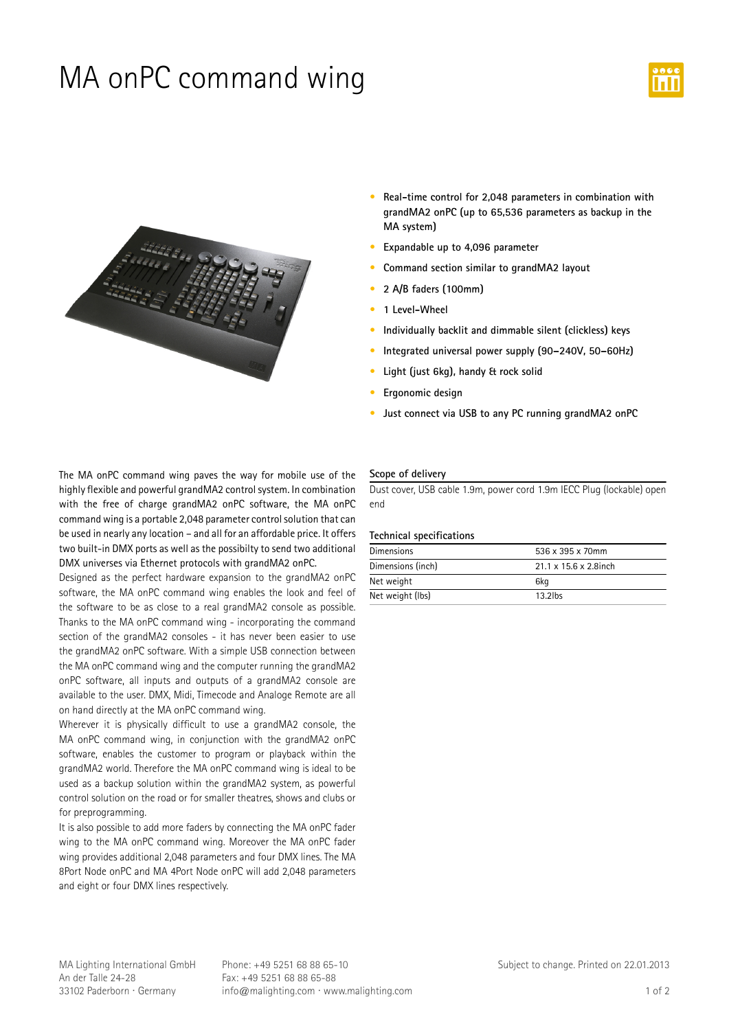# MA onPC command wing

- Real-time control for 2,048 parameters in combination with grandMA2 onPC (up to 65,536 parameters as backup in the MA system)
- Expandable up to 4,096 parameter
- Command section similar to grandMA2 layout
- 2 A/B faders (100mm)
- 1 Level-Wheel
- Individually backlit and dimmable silent (clickless) keys
- Integrated universal power supply (90–240V, 50–60Hz)
- Light (just 6kg), handy & rock solid
- Ergonomic design
- Just connect via USB to any PC running grandMA2 onPC

The MA onPC command wing paves the way for mobile use of the highly flexible and powerful grandMA2 control system. In combination with the free of charge grandMA2 onPC software, the MA onPC command wing is a portable 2,048 parameter control solution that can be used in nearly any location – and all for an affordable price. It offers two built-in DMX ports as well as the possibilty to send two additional DMX universes via Ethernet protocols with grandMA2 onPC.

Designed as the perfect hardware expansion to the grandMA2 onPC software, the MA onPC command wing enables the look and feel of the software to be as close to a real grandMA2 console as possible. Thanks to the MA onPC command wing - incorporating the command section of the grandMA2 consoles - it has never been easier to use the grandMA2 onPC software. With a simple USB connection between the MA onPC command wing and the computer running the grandMA2 onPC software, all inputs and outputs of a grandMA2 console are available to the user. DMX, Midi, Timecode and Analoge Remote are all on hand directly at the MA onPC command wing.

Wherever it is physically difficult to use a grandMA2 console, the MA onPC command wing, in conjunction with the grandMA2 onPC software, enables the customer to program or playback within the grandMA2 world. Therefore the MA onPC command wing is ideal to be used as a backup solution within the grandMA2 system, as powerful control solution on the road or for smaller theatres, shows and clubs or for preprogramming.

It is also possible to add more faders by connecting the MA onPC fader wing to the MA onPC command wing. Moreover the MA onPC fader wing provides additional 2,048 parameters and four DMX lines. The MA 8Port Node onPC and MA 4Port Node onPC will add 2,048 parameters and eight or four DMX lines respectively.

## Scope of delivery

Dust cover, USB cable 1.9m, power cord 1.9m IECC Plug (lockable) open end

## Technical specifications

| | |
|---|---|
| Dimensions | 536 x 395 x 70mm |
| Dimensions (inch) | 21.1 x 15.6 x 2.8inch |
| Net weight | 6kg |
| Net weight (lbs) | 13.2lbs |

MA Lighting International GmbH
An der Talle 24-28
33102 Paderborn · Germany

Phone: +49 5251 68 88 65-10
Fax: +49 5251 68 88 65-88
info@malighting.com · www.malighting.com

Subject to change. Printed on 22.01.2013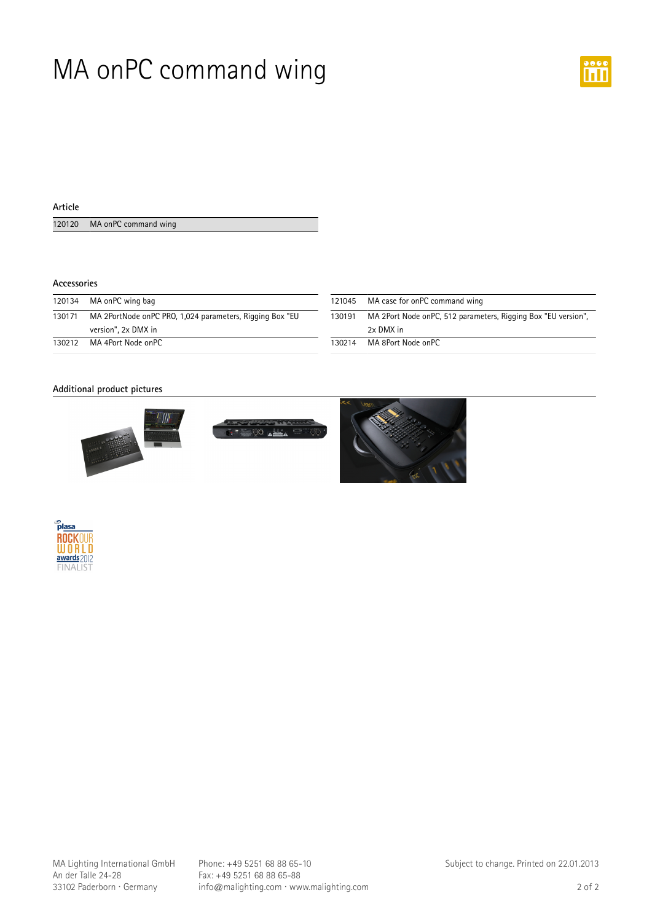# MA onPC command wing

## Article

| | |
|---|---|
| 120120 | MA onPC command wing |

## Accessories

| | |
|---|---|
| 120134 | MA onPC wing bag |
| 121045 | MA case for onPC command wing |
| 130171 | MA 2PortNode onPC PRO, 1,024 parameters, Rigging Box "EU version", 2x DMX in |
| 130191 | MA 2Port Node onPC, 512 parameters, Rigging Box "EU version", 2x DMX in |
| 130212 | MA 4Port Node onPC |
| 130214 | MA 8Port Node onPC |

## Additional product pictures

plasa ROCK OUR WORLD awards 2012 FINALIST

MA Lighting International GmbH
An der Talle 24-28
33102 Paderborn · Germany

Phone: +49 5251 68 88 65-10
Fax: +49 5251 68 88 65-88
info@malighting.com · www.malighting.com

Subject to change. Printed on 22.01.2013